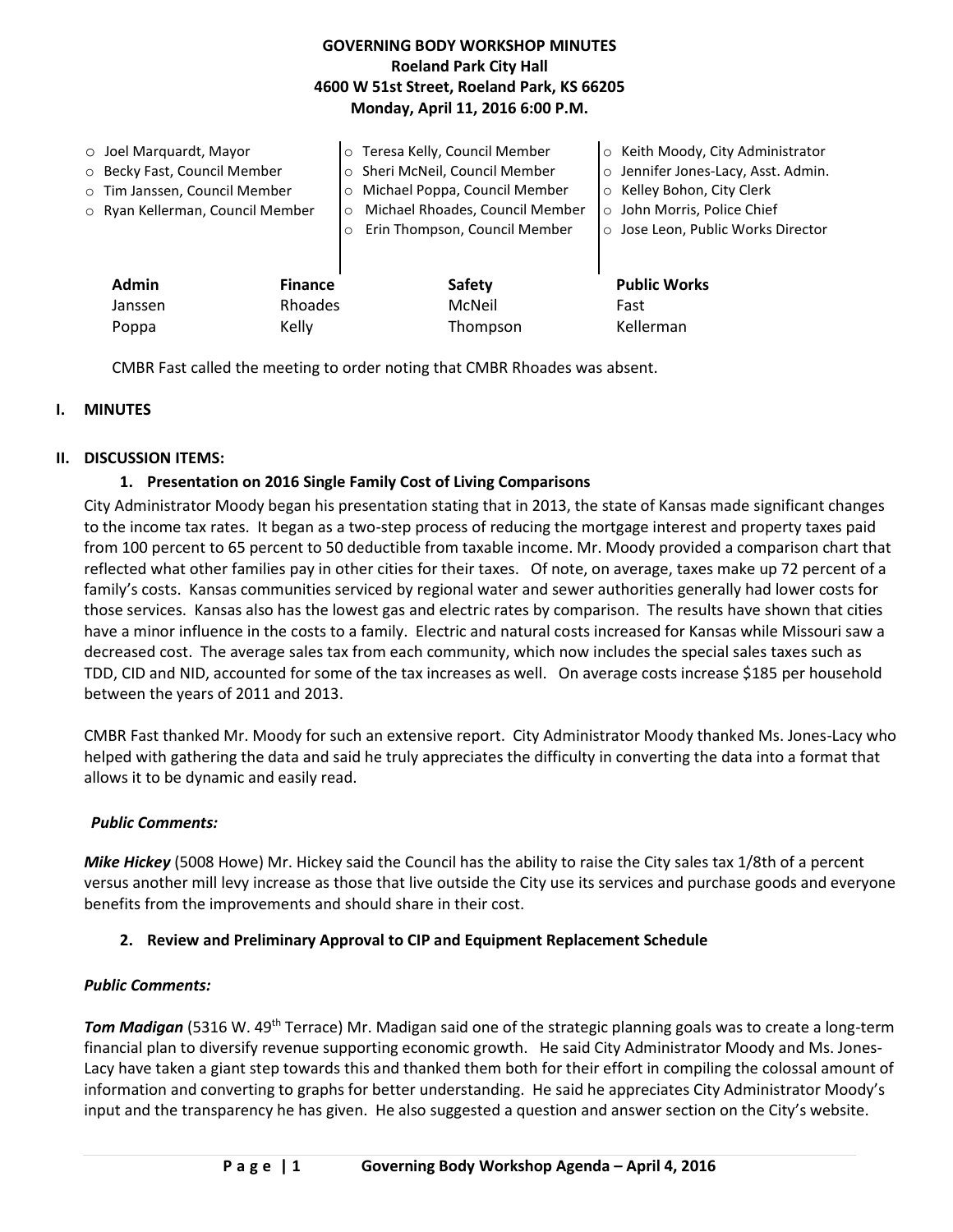# GOVERNING BODY WORKSHOP MINUTES

**Roeland Park City Hall**
**4600 W 51st Street, Roeland Park, KS 66205**
**Monday, April 11, 2016 6:00 P.M.**

- Joel Marquardt, Mayor
- Becky Fast, Council Member
- Tim Janssen, Council Member
- Ryan Kellerman, Council Member
- Teresa Kelly, Council Member
- Sheri McNeil, Council Member
- Michael Poppa, Council Member
- Michael Rhoades, Council Member
- Erin Thompson, Council Member
- Keith Moody, City Administrator
- Jennifer Jones-Lacy, Asst. Admin.
- Kelley Bohon, City Clerk
- John Morris, Police Chief
- Jose Leon, Public Works Director

| Admin | Finance | Safety | Public Works |
|---|---|---|---|
| Janssen | Rhoades | McNeil | Fast |
| Poppa | Kelly | Thompson | Kellerman |

CMBR Fast called the meeting to order noting that CMBR Rhoades was absent.

## I. MINUTES

## II. DISCUSSION ITEMS:

### 1. Presentation on 2016 Single Family Cost of Living Comparisons

City Administrator Moody began his presentation stating that in 2013, the state of Kansas made significant changes to the income tax rates. It began as a two-step process of reducing the mortgage interest and property taxes paid from 100 percent to 65 percent to 50 deductible from taxable income. Mr. Moody provided a comparison chart that reflected what other families pay in other cities for their taxes. Of note, on average, taxes make up 72 percent of a family's costs. Kansas communities serviced by regional water and sewer authorities generally had lower costs for those services. Kansas also has the lowest gas and electric rates by comparison. The results have shown that cities have a minor influence in the costs to a family. Electric and natural costs increased for Kansas while Missouri saw a decreased cost. The average sales tax from each community, which now includes the special sales taxes such as TDD, CID and NID, accounted for some of the tax increases as well. On average costs increase $185 per household between the years of 2011 and 2013.

CMBR Fast thanked Mr. Moody for such an extensive report. City Administrator Moody thanked Ms. Jones-Lacy who helped with gathering the data and said he truly appreciates the difficulty in converting the data into a format that allows it to be dynamic and easily read.

***Public Comments:***

***Mike Hickey*** (5008 Howe) Mr. Hickey said the Council has the ability to raise the City sales tax 1/8th of a percent versus another mill levy increase as those that live outside the City use its services and purchase goods and everyone benefits from the improvements and should share in their cost.

### 2. Review and Preliminary Approval to CIP and Equipment Replacement Schedule

***Public Comments:***

***Tom Madigan*** (5316 W. 49th Terrace) Mr. Madigan said one of the strategic planning goals was to create a long-term financial plan to diversify revenue supporting economic growth. He said City Administrator Moody and Ms. Jones-Lacy have taken a giant step towards this and thanked them both for their effort in compiling the colossal amount of information and converting to graphs for better understanding. He said he appreciates City Administrator Moody's input and the transparency he has given. He also suggested a question and answer section on the City's website.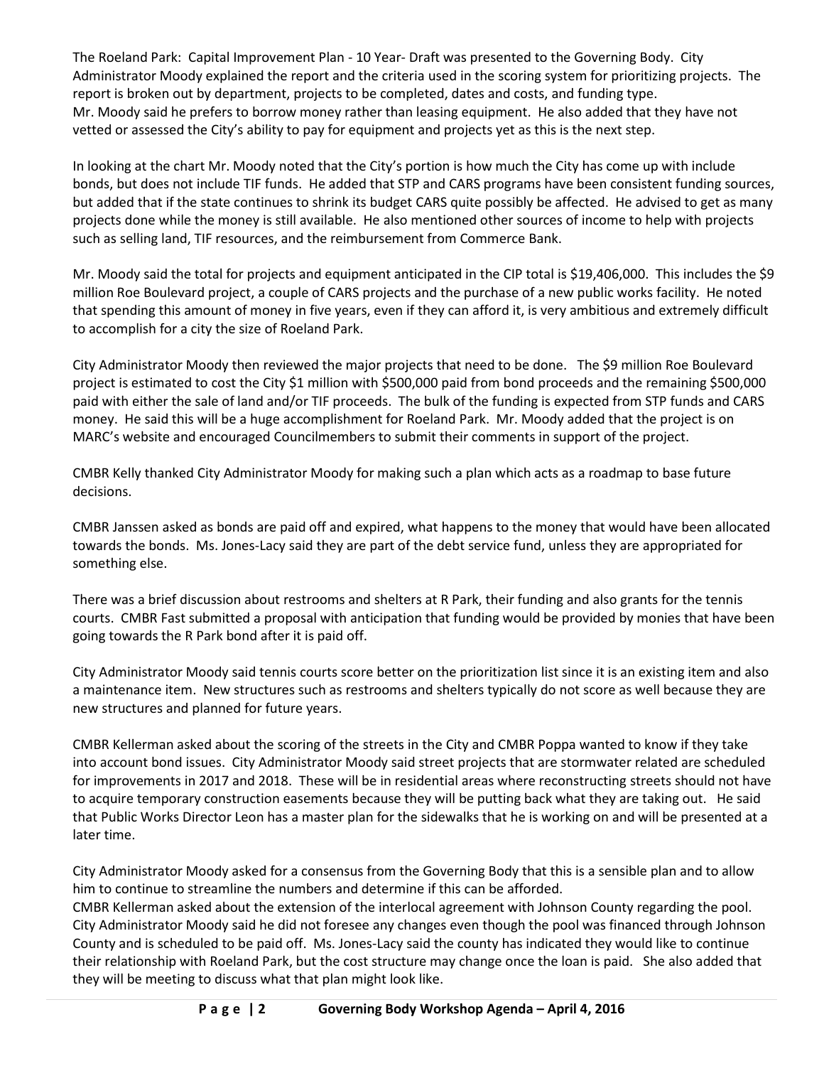The Roeland Park: Capital Improvement Plan - 10 Year- Draft was presented to the Governing Body. City Administrator Moody explained the report and the criteria used in the scoring system for prioritizing projects. The report is broken out by department, projects to be completed, dates and costs, and funding type.
Mr. Moody said he prefers to borrow money rather than leasing equipment. He also added that they have not vetted or assessed the City's ability to pay for equipment and projects yet as this is the next step.

In looking at the chart Mr. Moody noted that the City's portion is how much the City has come up with include bonds, but does not include TIF funds. He added that STP and CARS programs have been consistent funding sources, but added that if the state continues to shrink its budget CARS quite possibly be affected. He advised to get as many projects done while the money is still available. He also mentioned other sources of income to help with projects such as selling land, TIF resources, and the reimbursement from Commerce Bank.

Mr. Moody said the total for projects and equipment anticipated in the CIP total is $19,406,000. This includes the $9 million Roe Boulevard project, a couple of CARS projects and the purchase of a new public works facility. He noted that spending this amount of money in five years, even if they can afford it, is very ambitious and extremely difficult to accomplish for a city the size of Roeland Park.

City Administrator Moody then reviewed the major projects that need to be done. The $9 million Roe Boulevard project is estimated to cost the City $1 million with $500,000 paid from bond proceeds and the remaining $500,000 paid with either the sale of land and/or TIF proceeds. The bulk of the funding is expected from STP funds and CARS money. He said this will be a huge accomplishment for Roeland Park. Mr. Moody added that the project is on MARC's website and encouraged Councilmembers to submit their comments in support of the project.

CMBR Kelly thanked City Administrator Moody for making such a plan which acts as a roadmap to base future decisions.

CMBR Janssen asked as bonds are paid off and expired, what happens to the money that would have been allocated towards the bonds. Ms. Jones-Lacy said they are part of the debt service fund, unless they are appropriated for something else.

There was a brief discussion about restrooms and shelters at R Park, their funding and also grants for the tennis courts. CMBR Fast submitted a proposal with anticipation that funding would be provided by monies that have been going towards the R Park bond after it is paid off.

City Administrator Moody said tennis courts score better on the prioritization list since it is an existing item and also a maintenance item. New structures such as restrooms and shelters typically do not score as well because they are new structures and planned for future years.

CMBR Kellerman asked about the scoring of the streets in the City and CMBR Poppa wanted to know if they take into account bond issues. City Administrator Moody said street projects that are stormwater related are scheduled for improvements in 2017 and 2018. These will be in residential areas where reconstructing streets should not have to acquire temporary construction easements because they will be putting back what they are taking out. He said that Public Works Director Leon has a master plan for the sidewalks that he is working on and will be presented at a later time.

City Administrator Moody asked for a consensus from the Governing Body that this is a sensible plan and to allow him to continue to streamline the numbers and determine if this can be afforded.
CMBR Kellerman asked about the extension of the interlocal agreement with Johnson County regarding the pool. City Administrator Moody said he did not foresee any changes even though the pool was financed through Johnson County and is scheduled to be paid off. Ms. Jones-Lacy said the county has indicated they would like to continue their relationship with Roeland Park, but the cost structure may change once the loan is paid. She also added that they will be meeting to discuss what that plan might look like.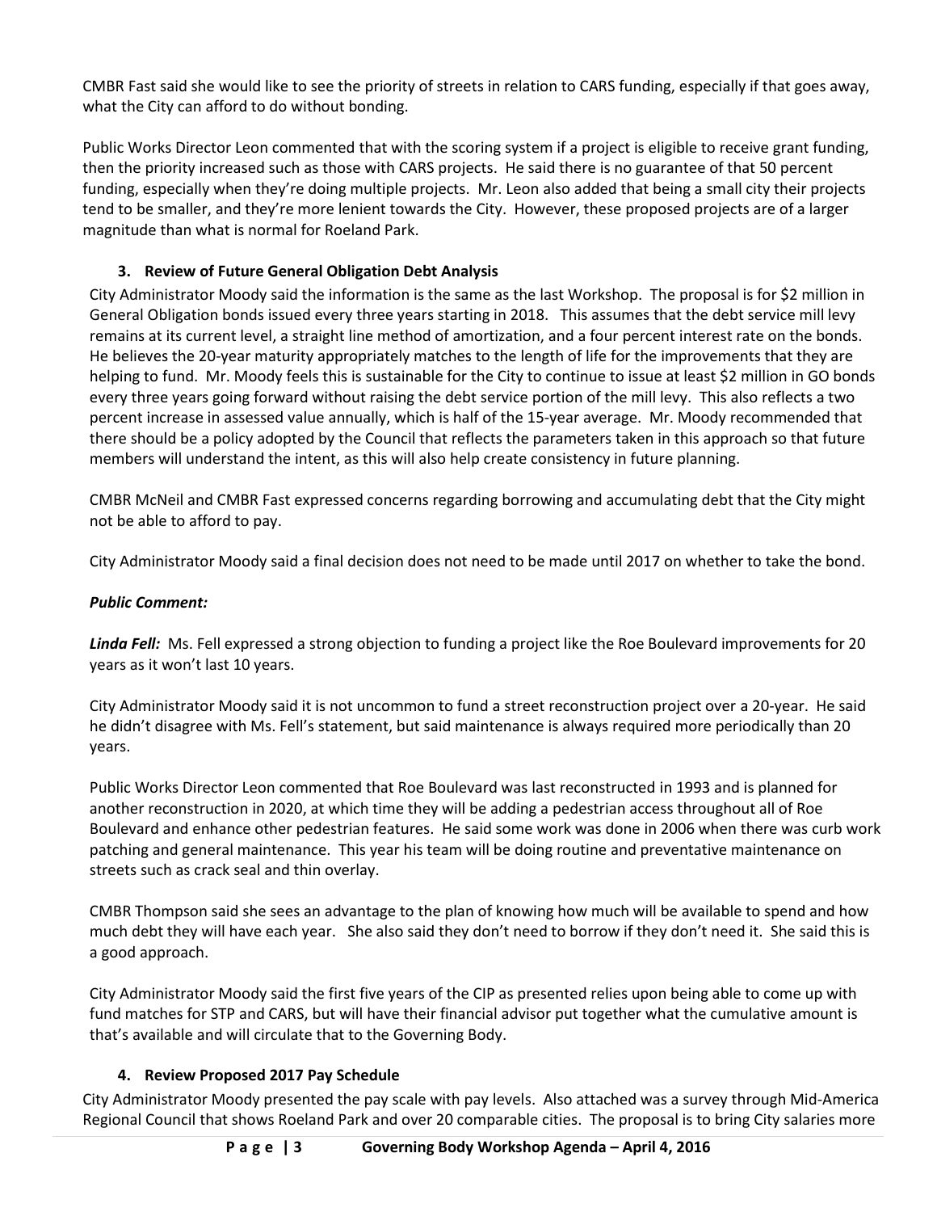CMBR Fast said she would like to see the priority of streets in relation to CARS funding, especially if that goes away, what the City can afford to do without bonding.

Public Works Director Leon commented that with the scoring system if a project is eligible to receive grant funding, then the priority increased such as those with CARS projects. He said there is no guarantee of that 50 percent funding, especially when they're doing multiple projects. Mr. Leon also added that being a small city their projects tend to be smaller, and they're more lenient towards the City. However, these proposed projects are of a larger magnitude than what is normal for Roeland Park.

**3. Review of Future General Obligation Debt Analysis**

City Administrator Moody said the information is the same as the last Workshop. The proposal is for $2 million in General Obligation bonds issued every three years starting in 2018. This assumes that the debt service mill levy remains at its current level, a straight line method of amortization, and a four percent interest rate on the bonds. He believes the 20-year maturity appropriately matches to the length of life for the improvements that they are helping to fund. Mr. Moody feels this is sustainable for the City to continue to issue at least $2 million in GO bonds every three years going forward without raising the debt service portion of the mill levy. This also reflects a two percent increase in assessed value annually, which is half of the 15-year average. Mr. Moody recommended that there should be a policy adopted by the Council that reflects the parameters taken in this approach so that future members will understand the intent, as this will also help create consistency in future planning.

CMBR McNeil and CMBR Fast expressed concerns regarding borrowing and accumulating debt that the City might not be able to afford to pay.

City Administrator Moody said a final decision does not need to be made until 2017 on whether to take the bond.

***Public Comment:***

***Linda Fell:*** Ms. Fell expressed a strong objection to funding a project like the Roe Boulevard improvements for 20 years as it won't last 10 years.

City Administrator Moody said it is not uncommon to fund a street reconstruction project over a 20-year. He said he didn't disagree with Ms. Fell's statement, but said maintenance is always required more periodically than 20 years.

Public Works Director Leon commented that Roe Boulevard was last reconstructed in 1993 and is planned for another reconstruction in 2020, at which time they will be adding a pedestrian access throughout all of Roe Boulevard and enhance other pedestrian features. He said some work was done in 2006 when there was curb work patching and general maintenance. This year his team will be doing routine and preventative maintenance on streets such as crack seal and thin overlay.

CMBR Thompson said she sees an advantage to the plan of knowing how much will be available to spend and how much debt they will have each year. She also said they don't need to borrow if they don't need it. She said this is a good approach.

City Administrator Moody said the first five years of the CIP as presented relies upon being able to come up with fund matches for STP and CARS, but will have their financial advisor put together what the cumulative amount is that's available and will circulate that to the Governing Body.

**4. Review Proposed 2017 Pay Schedule**

City Administrator Moody presented the pay scale with pay levels. Also attached was a survey through Mid-America Regional Council that shows Roeland Park and over 20 comparable cities. The proposal is to bring City salaries more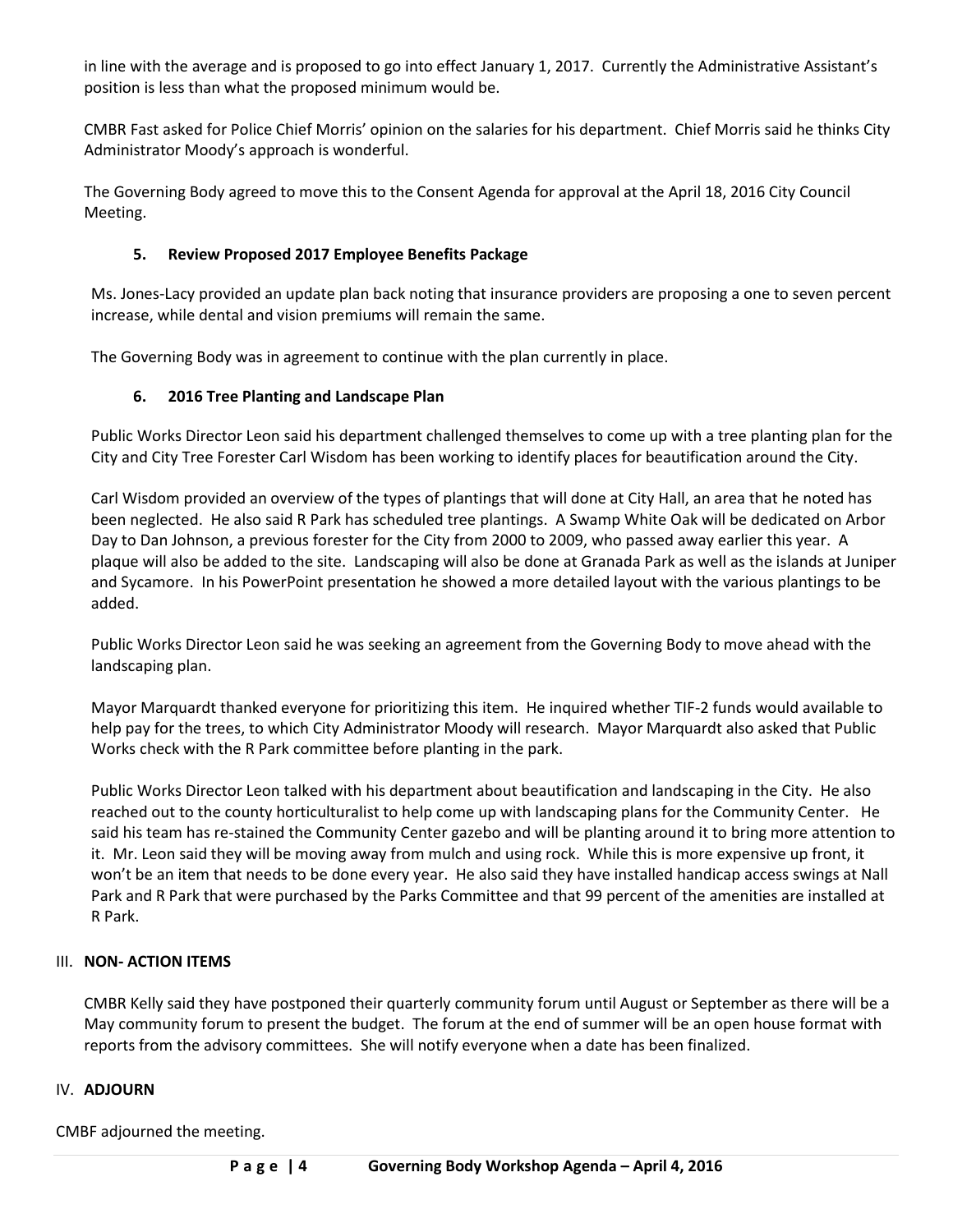in line with the average and is proposed to go into effect January 1, 2017. Currently the Administrative Assistant's position is less than what the proposed minimum would be.

CMBR Fast asked for Police Chief Morris' opinion on the salaries for his department. Chief Morris said he thinks City Administrator Moody's approach is wonderful.

The Governing Body agreed to move this to the Consent Agenda for approval at the April 18, 2016 City Council Meeting.

**5. Review Proposed 2017 Employee Benefits Package**

Ms. Jones-Lacy provided an update plan back noting that insurance providers are proposing a one to seven percent increase, while dental and vision premiums will remain the same.

The Governing Body was in agreement to continue with the plan currently in place.

**6. 2016 Tree Planting and Landscape Plan**

Public Works Director Leon said his department challenged themselves to come up with a tree planting plan for the City and City Tree Forester Carl Wisdom has been working to identify places for beautification around the City.

Carl Wisdom provided an overview of the types of plantings that will done at City Hall, an area that he noted has been neglected. He also said R Park has scheduled tree plantings. A Swamp White Oak will be dedicated on Arbor Day to Dan Johnson, a previous forester for the City from 2000 to 2009, who passed away earlier this year. A plaque will also be added to the site. Landscaping will also be done at Granada Park as well as the islands at Juniper and Sycamore. In his PowerPoint presentation he showed a more detailed layout with the various plantings to be added.

Public Works Director Leon said he was seeking an agreement from the Governing Body to move ahead with the landscaping plan.

Mayor Marquardt thanked everyone for prioritizing this item. He inquired whether TIF-2 funds would available to help pay for the trees, to which City Administrator Moody will research. Mayor Marquardt also asked that Public Works check with the R Park committee before planting in the park.

Public Works Director Leon talked with his department about beautification and landscaping in the City. He also reached out to the county horticulturalist to help come up with landscaping plans for the Community Center. He said his team has re-stained the Community Center gazebo and will be planting around it to bring more attention to it. Mr. Leon said they will be moving away from mulch and using rock. While this is more expensive up front, it won't be an item that needs to be done every year. He also said they have installed handicap access swings at Nall Park and R Park that were purchased by the Parks Committee and that 99 percent of the amenities are installed at R Park.

## III. NON- ACTION ITEMS

CMBR Kelly said they have postponed their quarterly community forum until August or September as there will be a May community forum to present the budget. The forum at the end of summer will be an open house format with reports from the advisory committees. She will notify everyone when a date has been finalized.

## IV. ADJOURN

CMBF adjourned the meeting.